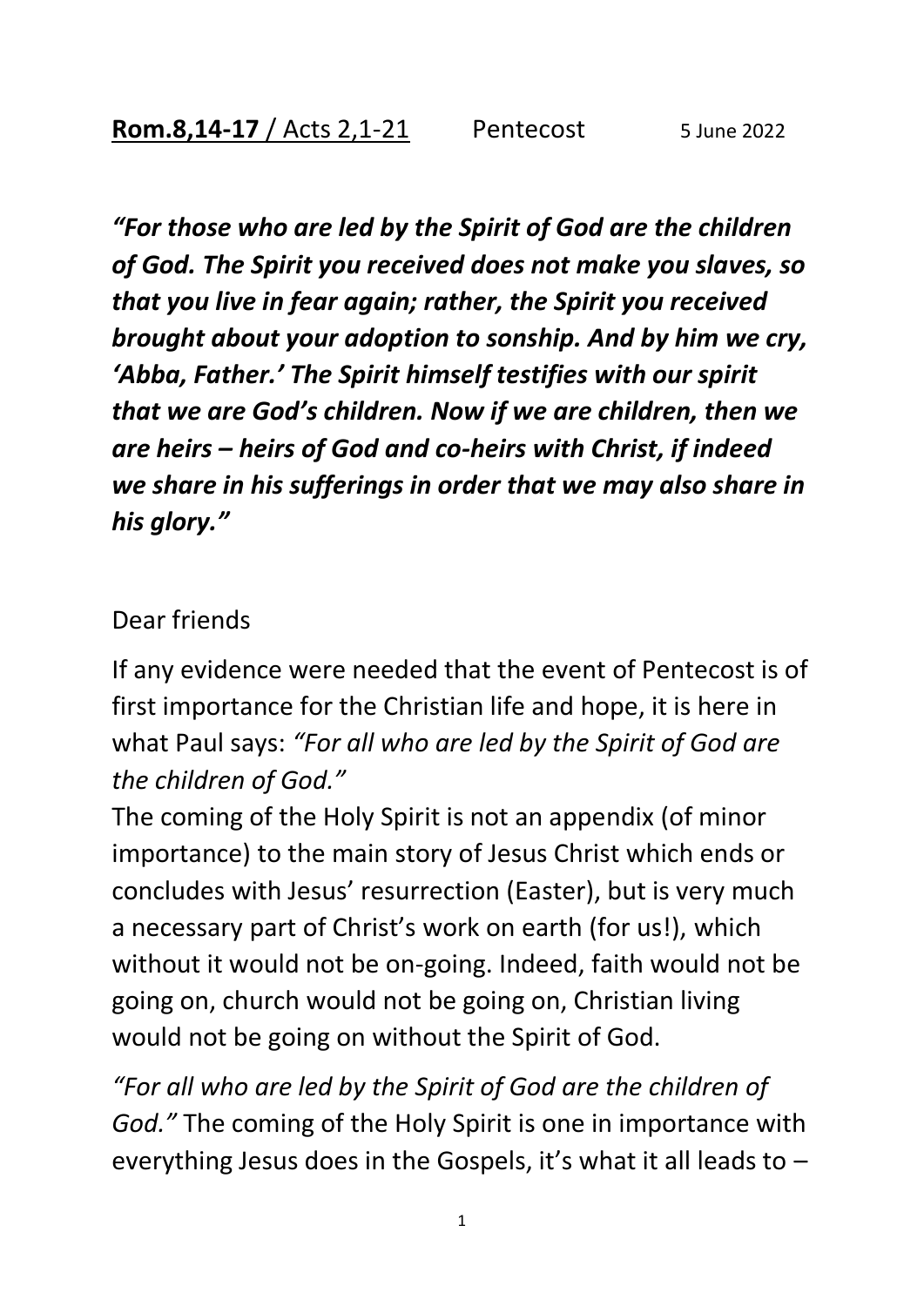**Rom.8,14-17** / Acts 2,1-21 Pentecost 5 June 2022

***"For those who are led by the Spirit of God are the children of God. The Spirit you received does not make you slaves, so that you live in fear again; rather, the Spirit you received brought about your adoption to sonship. And by him we cry, 'Abba, Father.' The Spirit himself testifies with our spirit that we are God's children. Now if we are children, then we are heirs – heirs of God and co-heirs with Christ, if indeed we share in his sufferings in order that we may also share in his glory."***

Dear friends

If any evidence were needed that the event of Pentecost is of first importance for the Christian life and hope, it is here in what Paul says: *"For all who are led by the Spirit of God are the children of God."*

The coming of the Holy Spirit is not an appendix (of minor importance) to the main story of Jesus Christ which ends or concludes with Jesus' resurrection (Easter), but is very much a necessary part of Christ's work on earth (for us!), which without it would not be on-going. Indeed, faith would not be going on, church would not be going on, Christian living would not be going on without the Spirit of God.

*"For all who are led by the Spirit of God are the children of God."* The coming of the Holy Spirit is one in importance with everything Jesus does in the Gospels, it's what it all leads to –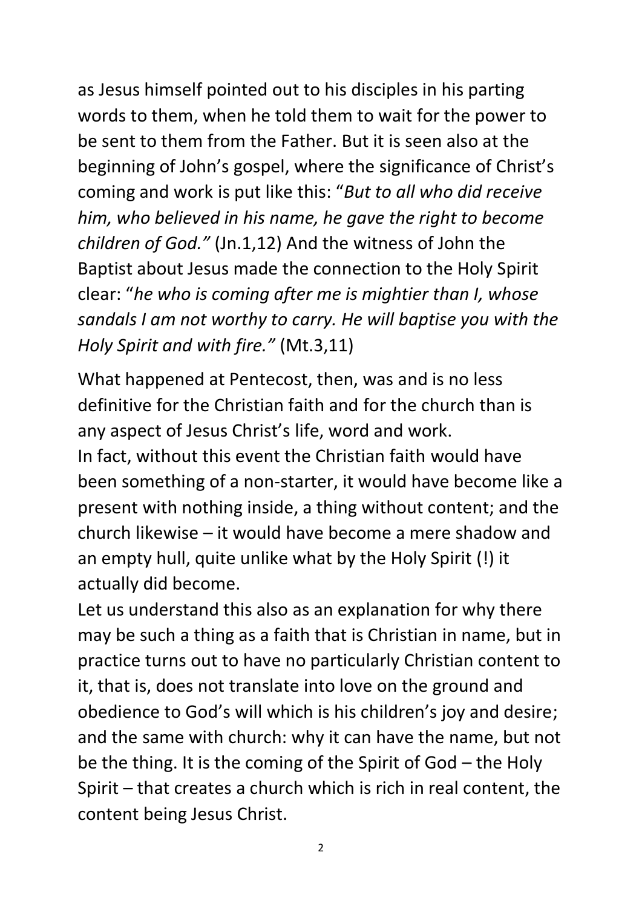as Jesus himself pointed out to his disciples in his parting words to them, when he told them to wait for the power to be sent to them from the Father. But it is seen also at the beginning of John's gospel, where the significance of Christ's coming and work is put like this: "*But to all who did receive him, who believed in his name, he gave the right to become children of God."* (Jn.1,12) And the witness of John the Baptist about Jesus made the connection to the Holy Spirit clear: "*he who is coming after me is mightier than I, whose sandals I am not worthy to carry. He will baptise you with the Holy Spirit and with fire."* (Mt.3,11)

What happened at Pentecost, then, was and is no less definitive for the Christian faith and for the church than is any aspect of Jesus Christ's life, word and work.
In fact, without this event the Christian faith would have been something of a non-starter, it would have become like a present with nothing inside, a thing without content; and the church likewise – it would have become a mere shadow and an empty hull, quite unlike what by the Holy Spirit (!) it actually did become.
Let us understand this also as an explanation for why there may be such a thing as a faith that is Christian in name, but in practice turns out to have no particularly Christian content to it, that is, does not translate into love on the ground and obedience to God's will which is his children's joy and desire; and the same with church: why it can have the name, but not be the thing. It is the coming of the Spirit of God – the Holy Spirit – that creates a church which is rich in real content, the content being Jesus Christ.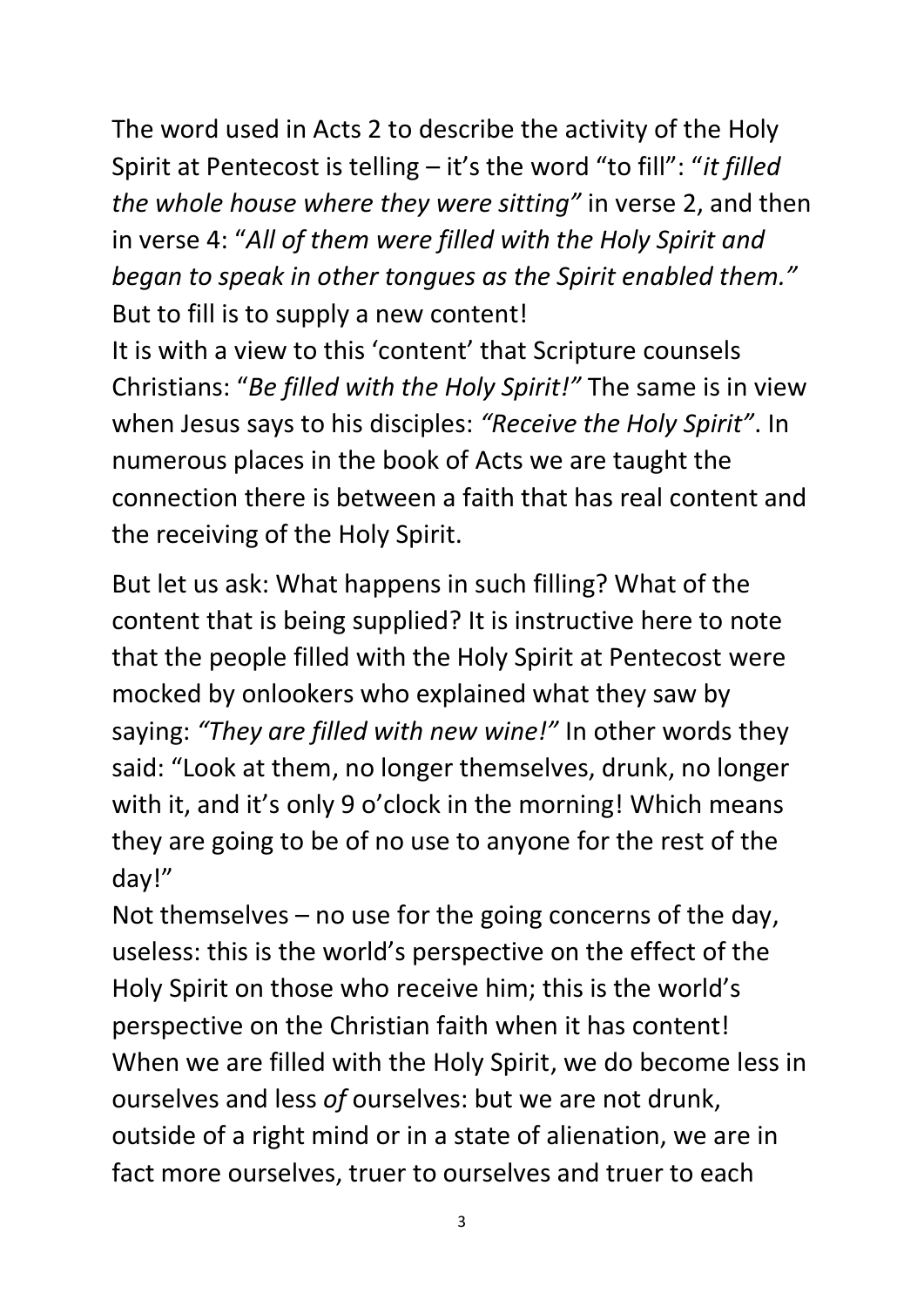The word used in Acts 2 to describe the activity of the Holy Spirit at Pentecost is telling – it's the word "to fill": "*it filled the whole house where they were sitting"* in verse 2, and then in verse 4: "*All of them were filled with the Holy Spirit and began to speak in other tongues as the Spirit enabled them."* But to fill is to supply a new content!

It is with a view to this 'content' that Scripture counsels Christians: "*Be filled with the Holy Spirit!"* The same is in view when Jesus says to his disciples: *"Receive the Holy Spirit"*. In numerous places in the book of Acts we are taught the connection there is between a faith that has real content and the receiving of the Holy Spirit.

But let us ask: What happens in such filling? What of the content that is being supplied? It is instructive here to note that the people filled with the Holy Spirit at Pentecost were mocked by onlookers who explained what they saw by saying: *"They are filled with new wine!"* In other words they said: "Look at them, no longer themselves, drunk, no longer with it, and it's only 9 o'clock in the morning! Which means they are going to be of no use to anyone for the rest of the day!"

Not themselves – no use for the going concerns of the day, useless: this is the world's perspective on the effect of the Holy Spirit on those who receive him; this is the world's perspective on the Christian faith when it has content! When we are filled with the Holy Spirit, we do become less in ourselves and less *of* ourselves: but we are not drunk, outside of a right mind or in a state of alienation, we are in fact more ourselves, truer to ourselves and truer to each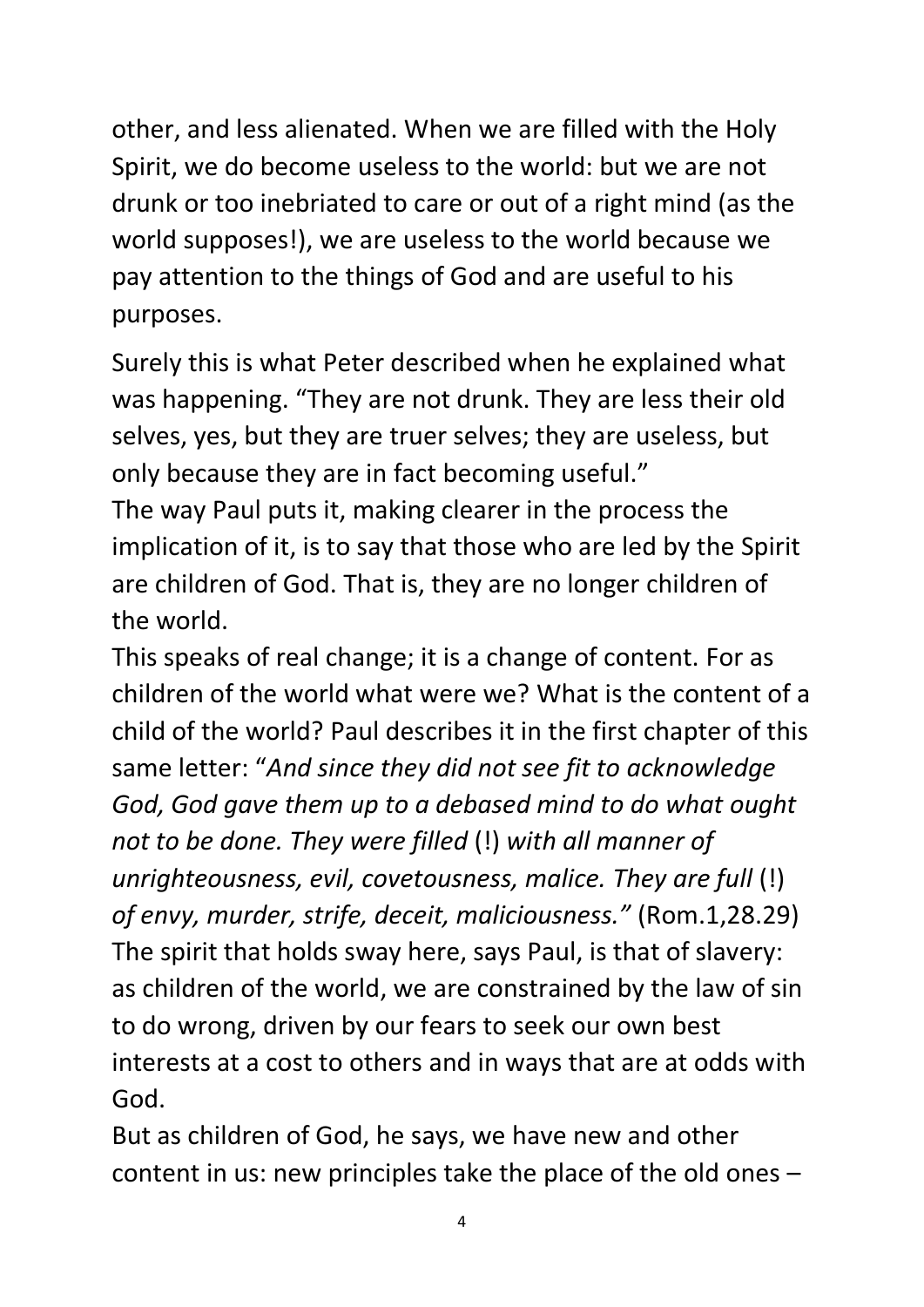other, and less alienated. When we are filled with the Holy Spirit, we do become useless to the world: but we are not drunk or too inebriated to care or out of a right mind (as the world supposes!), we are useless to the world because we pay attention to the things of God and are useful to his purposes.

Surely this is what Peter described when he explained what was happening. "They are not drunk. They are less their old selves, yes, but they are truer selves; they are useless, but only because they are in fact becoming useful."

The way Paul puts it, making clearer in the process the implication of it, is to say that those who are led by the Spirit are children of God. That is, they are no longer children of the world.

This speaks of real change; it is a change of content. For as children of the world what were we? What is the content of a child of the world? Paul describes it in the first chapter of this same letter: "*And since they did not see fit to acknowledge God, God gave them up to a debased mind to do what ought not to be done. They were filled* (!) *with all manner of unrighteousness, evil, covetousness, malice. They are full* (!) *of envy, murder, strife, deceit, maliciousness."* (Rom.1,28.29)

The spirit that holds sway here, says Paul, is that of slavery: as children of the world, we are constrained by the law of sin to do wrong, driven by our fears to seek our own best interests at a cost to others and in ways that are at odds with God.

But as children of God, he says, we have new and other content in us: new principles take the place of the old ones –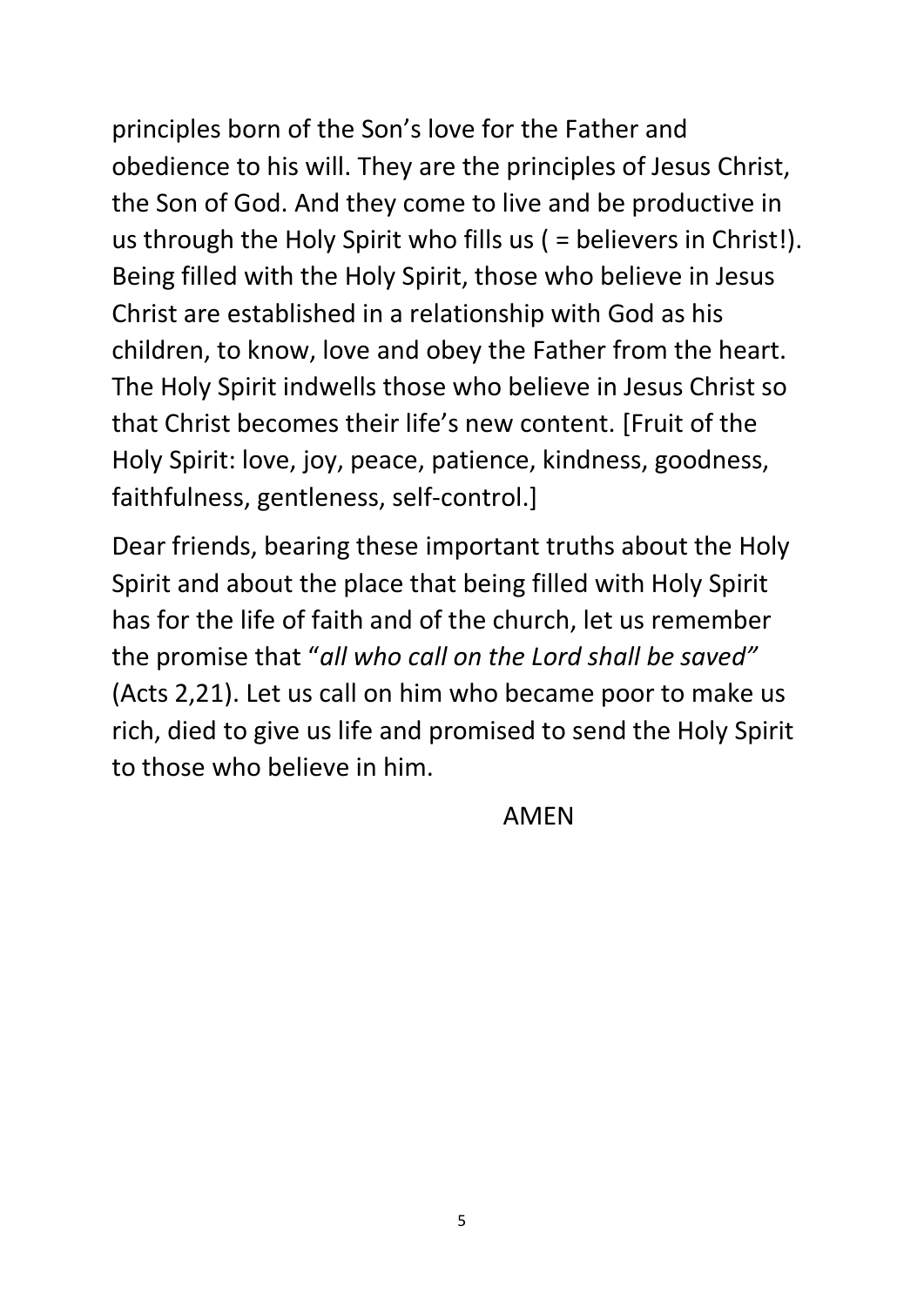principles born of the Son's love for the Father and obedience to his will. They are the principles of Jesus Christ, the Son of God. And they come to live and be productive in us through the Holy Spirit who fills us ( = believers in Christ!). Being filled with the Holy Spirit, those who believe in Jesus Christ are established in a relationship with God as his children, to know, love and obey the Father from the heart. The Holy Spirit indwells those who believe in Jesus Christ so that Christ becomes their life's new content. [Fruit of the Holy Spirit: love, joy, peace, patience, kindness, goodness, faithfulness, gentleness, self-control.]

Dear friends, bearing these important truths about the Holy Spirit and about the place that being filled with Holy Spirit has for the life of faith and of the church, let us remember the promise that "*all who call on the Lord shall be saved"* (Acts 2,21). Let us call on him who became poor to make us rich, died to give us life and promised to send the Holy Spirit to those who believe in him.

AMEN